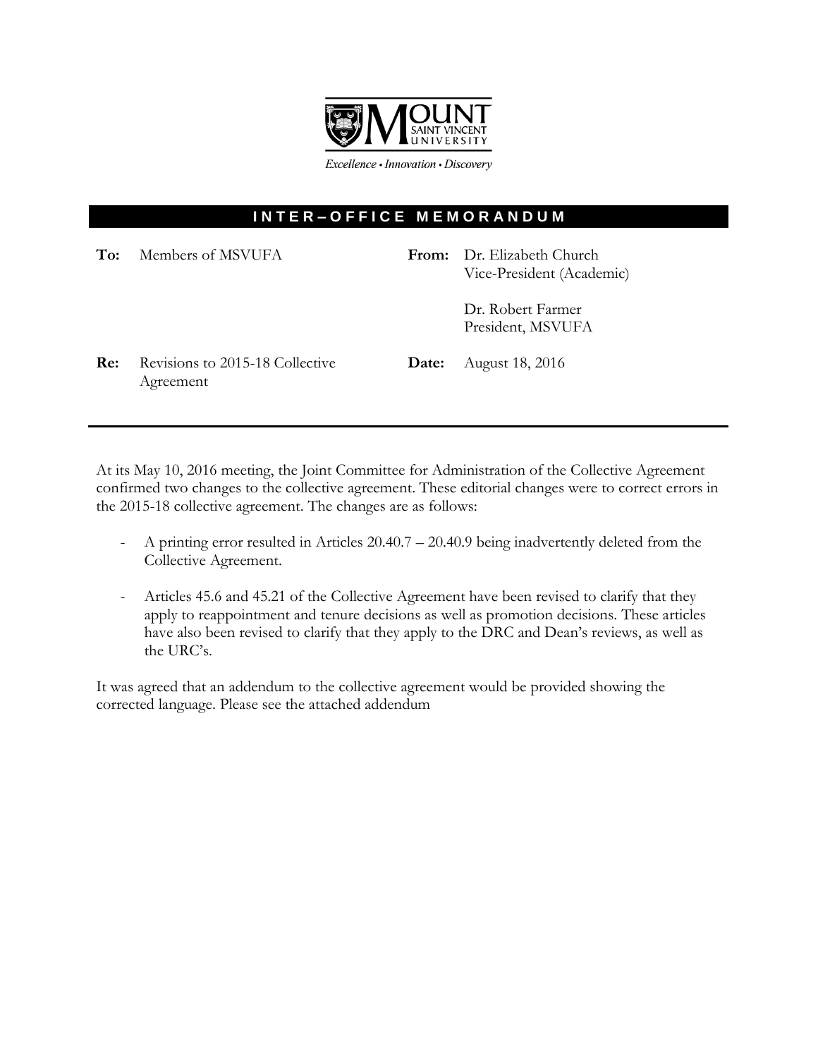MOUNT SAINT VINCENT UNIVERSITY

*Excellence • Innovation • Discovery*

## INTER–OFFICE MEMORANDUM

**To:** Members of MSVUFA

**From:** Dr. Elizabeth Church, Vice-President (Academic)

Dr. Robert Farmer, President, MSVUFA

**Re:** Revisions to 2015-18 Collective Agreement

**Date:** August 18, 2016

---

At its May 10, 2016 meeting, the Joint Committee for Administration of the Collective Agreement confirmed two changes to the collective agreement. These editorial changes were to correct errors in the 2015-18 collective agreement. The changes are as follows:

- A printing error resulted in Articles 20.40.7 – 20.40.9 being inadvertently deleted from the Collective Agreement.
- Articles 45.6 and 45.21 of the Collective Agreement have been revised to clarify that they apply to reappointment and tenure decisions as well as promotion decisions. These articles have also been revised to clarify that they apply to the DRC and Dean's reviews, as well as the URC's.

It was agreed that an addendum to the collective agreement would be provided showing the corrected language. Please see the attached addendum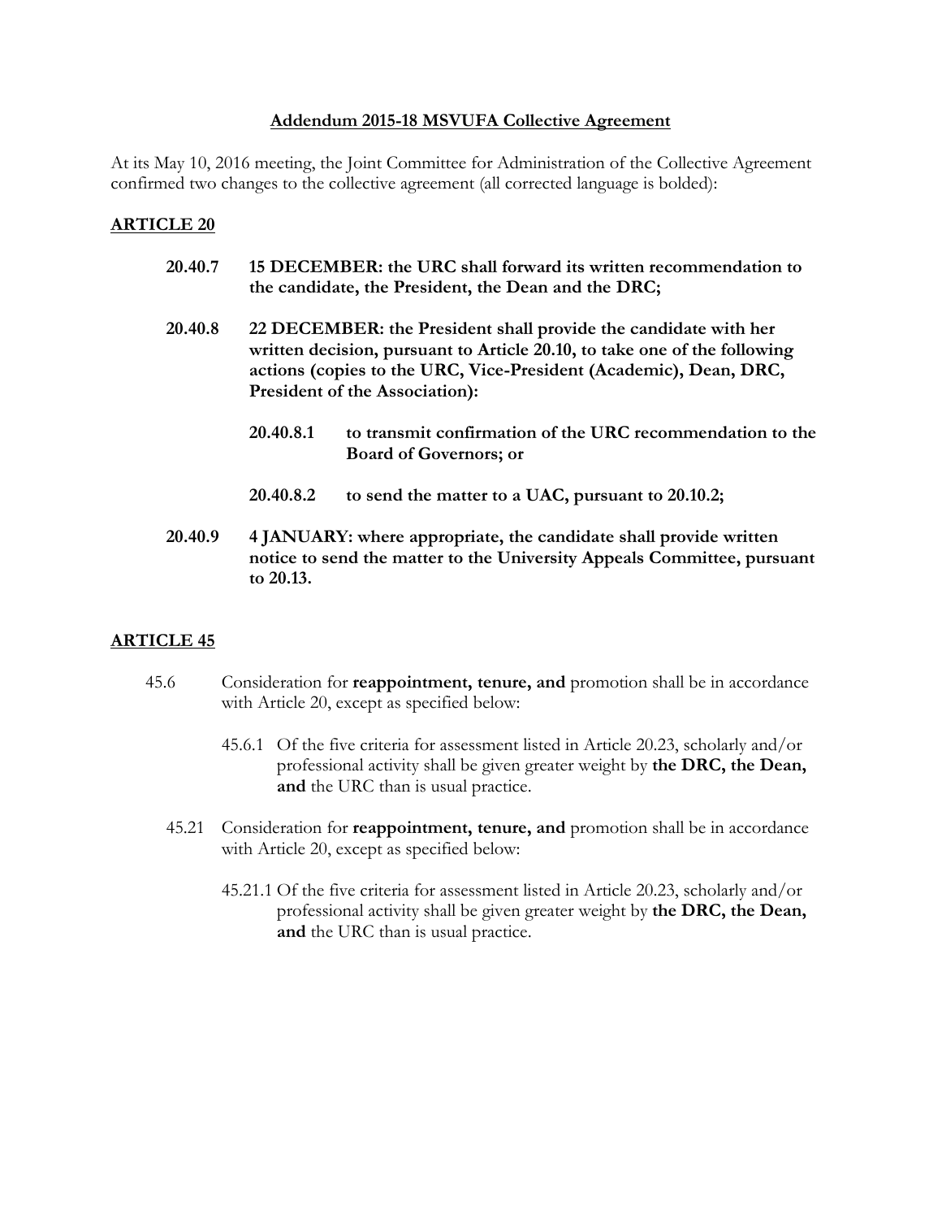## Addendum 2015-18 MSVUFA Collective Agreement

At its May 10, 2016 meeting, the Joint Committee for Administration of the Collective Agreement confirmed two changes to the collective agreement (all corrected language is bolded):

### ARTICLE 20

**20.40.7 15 DECEMBER: the URC shall forward its written recommendation to the candidate, the President, the Dean and the DRC;**

**20.40.8 22 DECEMBER: the President shall provide the candidate with her written decision, pursuant to Article 20.10, to take one of the following actions (copies to the URC, Vice-President (Academic), Dean, DRC, President of the Association):**

- **20.40.8.1 to transmit confirmation of the URC recommendation to the Board of Governors; or**
- **20.40.8.2 to send the matter to a UAC, pursuant to 20.10.2;**

**20.40.9 4 JANUARY: where appropriate, the candidate shall provide written notice to send the matter to the University Appeals Committee, pursuant to 20.13.**

### ARTICLE 45

45.6 Consideration for **reappointment, tenure, and** promotion shall be in accordance with Article 20, except as specified below:

- 45.6.1 Of the five criteria for assessment listed in Article 20.23, scholarly and/or professional activity shall be given greater weight by **the DRC, the Dean, and** the URC than is usual practice.

45.21 Consideration for **reappointment, tenure, and** promotion shall be in accordance with Article 20, except as specified below:

- 45.21.1 Of the five criteria for assessment listed in Article 20.23, scholarly and/or professional activity shall be given greater weight by **the DRC, the Dean, and** the URC than is usual practice.